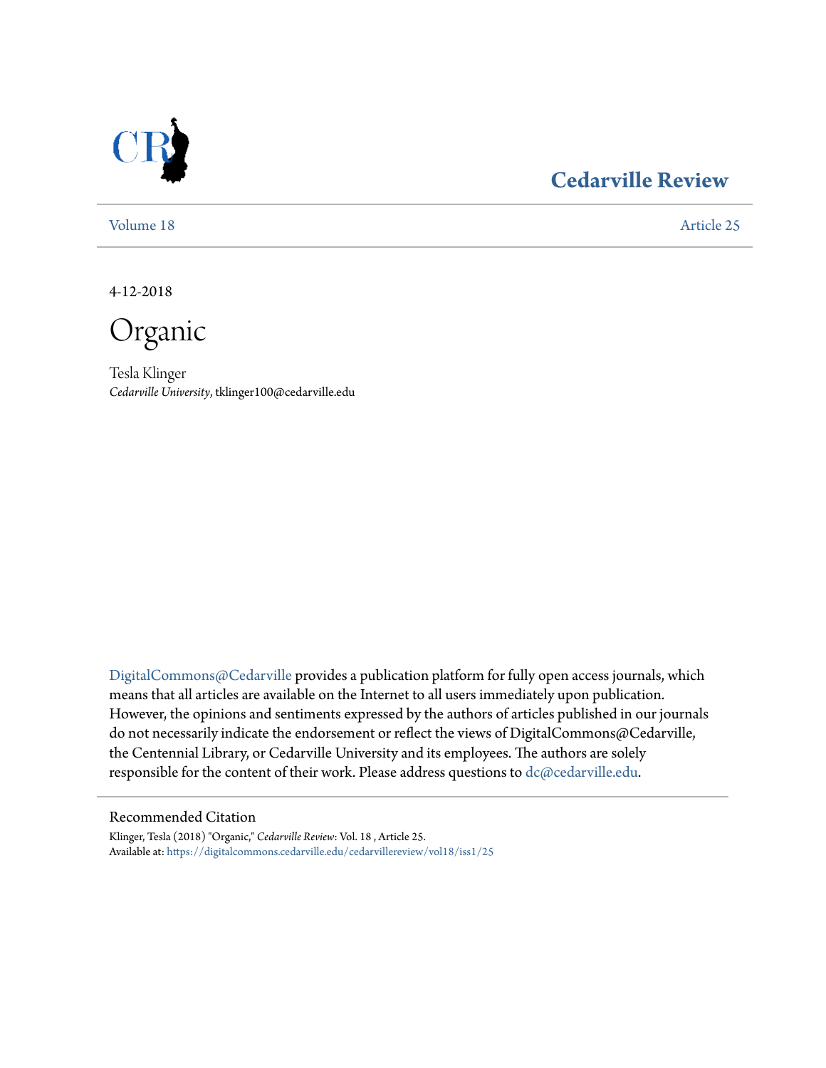# Cedarville Review

Volume 18 | Article 25

4-12-2018

# Organic

Tesla Klinger
*Cedarville University*, tklinger100@cedarville.edu

DigitalCommons@Cedarville provides a publication platform for fully open access journals, which means that all articles are available on the Internet to all users immediately upon publication. However, the opinions and sentiments expressed by the authors of articles published in our journals do not necessarily indicate the endorsement or reflect the views of DigitalCommons@Cedarville, the Centennial Library, or Cedarville University and its employees. The authors are solely responsible for the content of their work. Please address questions to dc@cedarville.edu.

## Recommended Citation

Klinger, Tesla (2018) "Organic," *Cedarville Review*: Vol. 18 , Article 25.
Available at: https://digitalcommons.cedarville.edu/cedarvillereview/vol18/iss1/25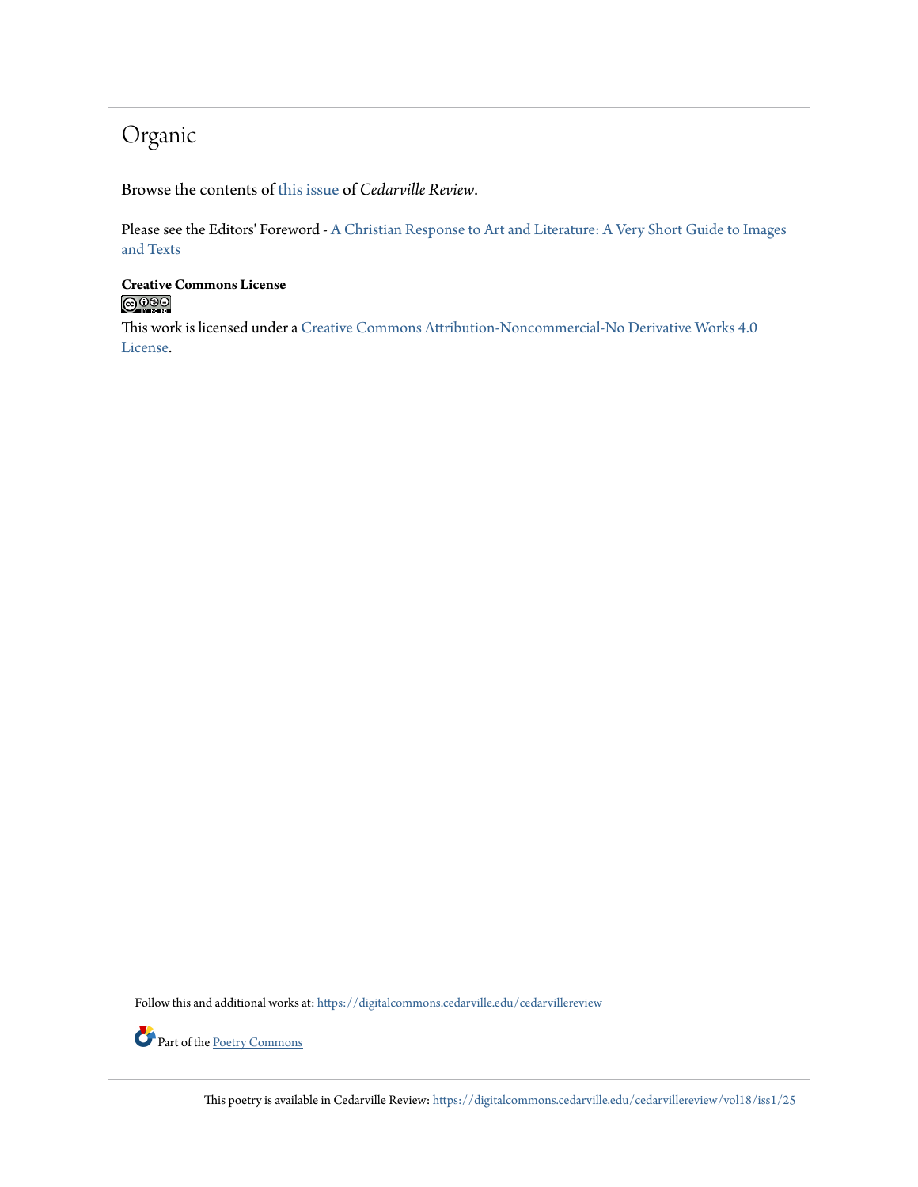# Organic

Browse the contents of this issue of *Cedarville Review*.

Please see the Editors' Foreword - A Christian Response to Art and Literature: A Very Short Guide to Images and Texts

**Creative Commons License**

This work is licensed under a Creative Commons Attribution-Noncommercial-No Derivative Works 4.0 License.

Follow this and additional works at: https://digitalcommons.cedarville.edu/cedarvillereview

Part of the Poetry Commons

This poetry is available in Cedarville Review: https://digitalcommons.cedarville.edu/cedarvillereview/vol18/iss1/25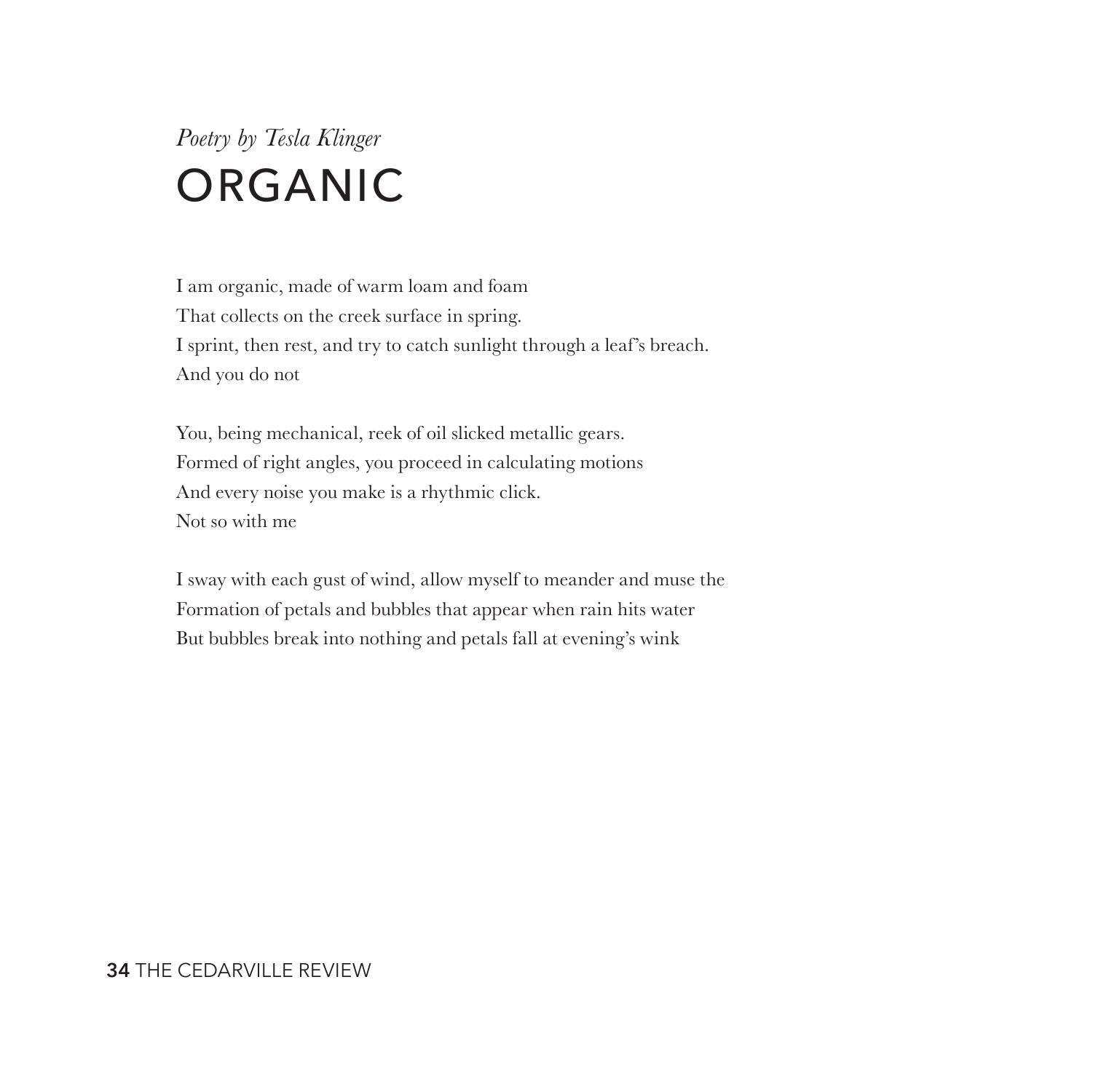*Poetry by Tesla Klinger*

# ORGANIC

I am organic, made of warm loam and foam  
That collects on the creek surface in spring.  
I sprint, then rest, and try to catch sunlight through a leaf's breach.  
And you do not

You, being mechanical, reek of oil slicked metallic gears.  
Formed of right angles, you proceed in calculating motions  
And every noise you make is a rhythmic click.  
Not so with me

I sway with each gust of wind, allow myself to meander and muse the  
Formation of petals and bubbles that appear when rain hits water  
But bubbles break into nothing and petals fall at evening's wink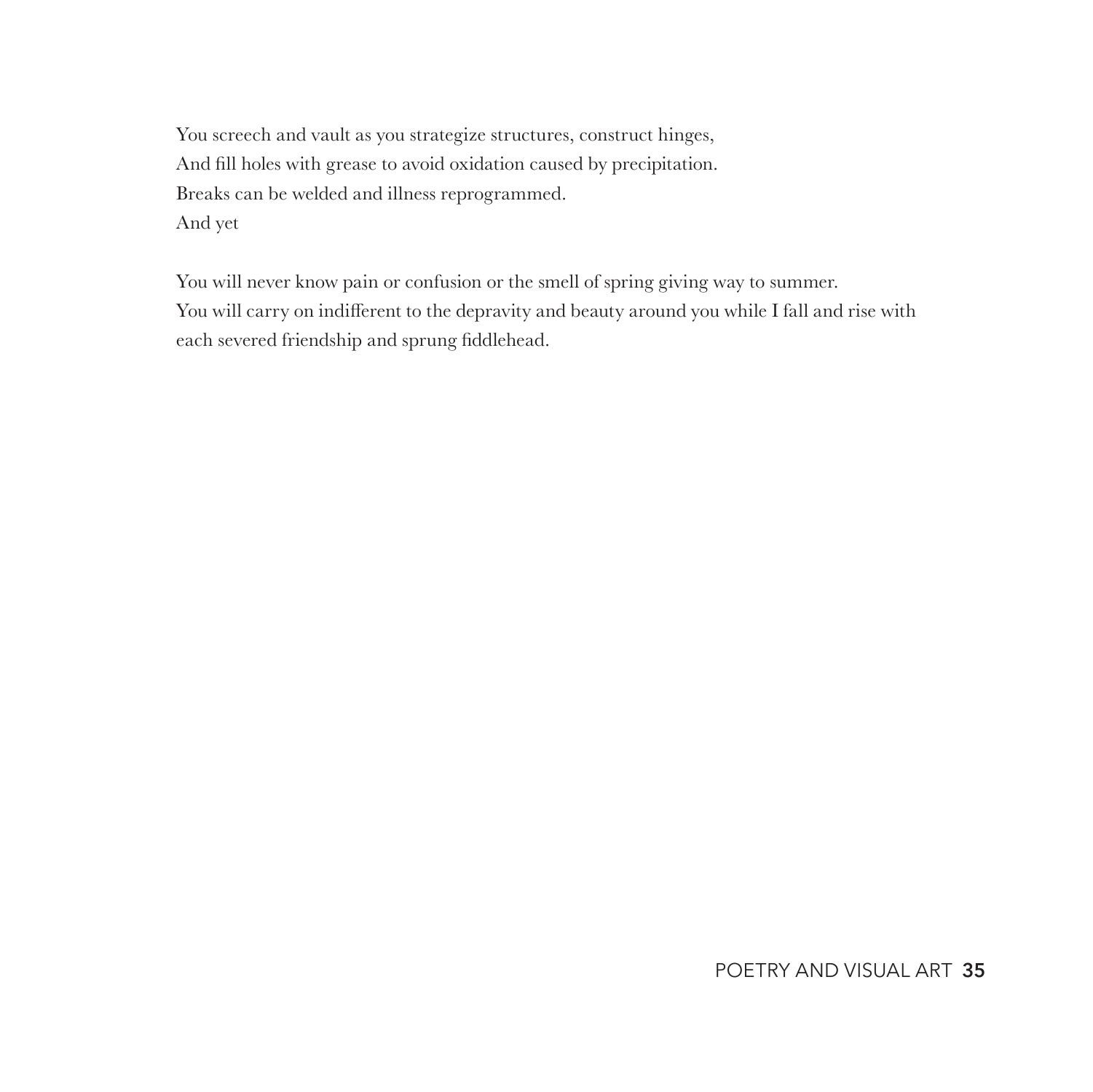You screech and vault as you strategize structures, construct hinges,
And fill holes with grease to avoid oxidation caused by precipitation.
Breaks can be welded and illness reprogrammed.
And yet

You will never know pain or confusion or the smell of spring giving way to summer.
You will carry on indifferent to the depravity and beauty around you while I fall and rise with each severed friendship and sprung fiddlehead.